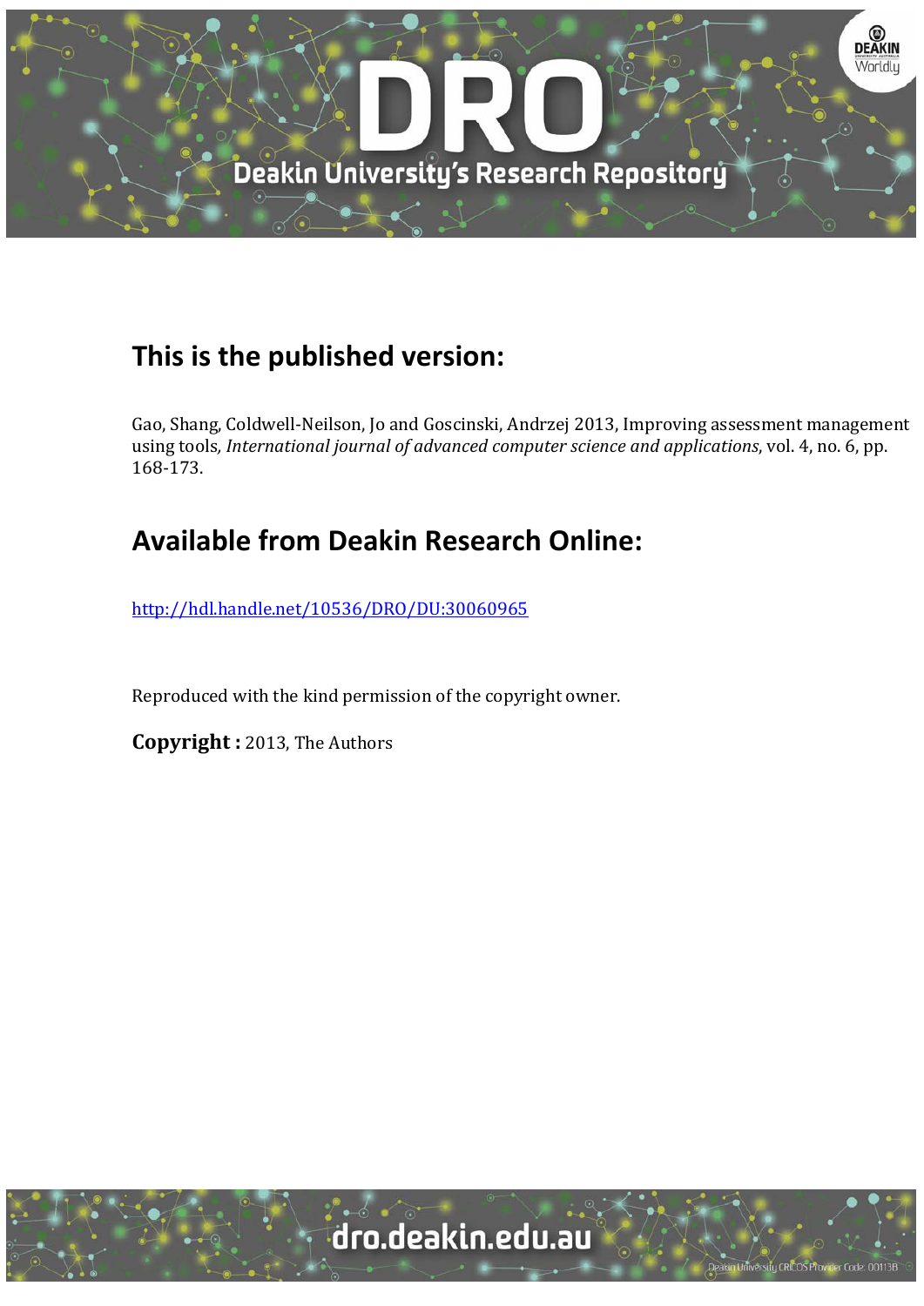## This is the published version:

Gao, Shang, Coldwell-Neilson, Jo and Goscinski, Andrzej 2013, Improving assessment management using tools, *International journal of advanced computer science and applications*, vol. 4, no. 6, pp. 168-173.

## Available from Deakin Research Online:

http://hdl.handle.net/10536/DRO/DU:30060965

Reproduced with the kind permission of the copyright owner.

**Copyright :** 2013, The Authors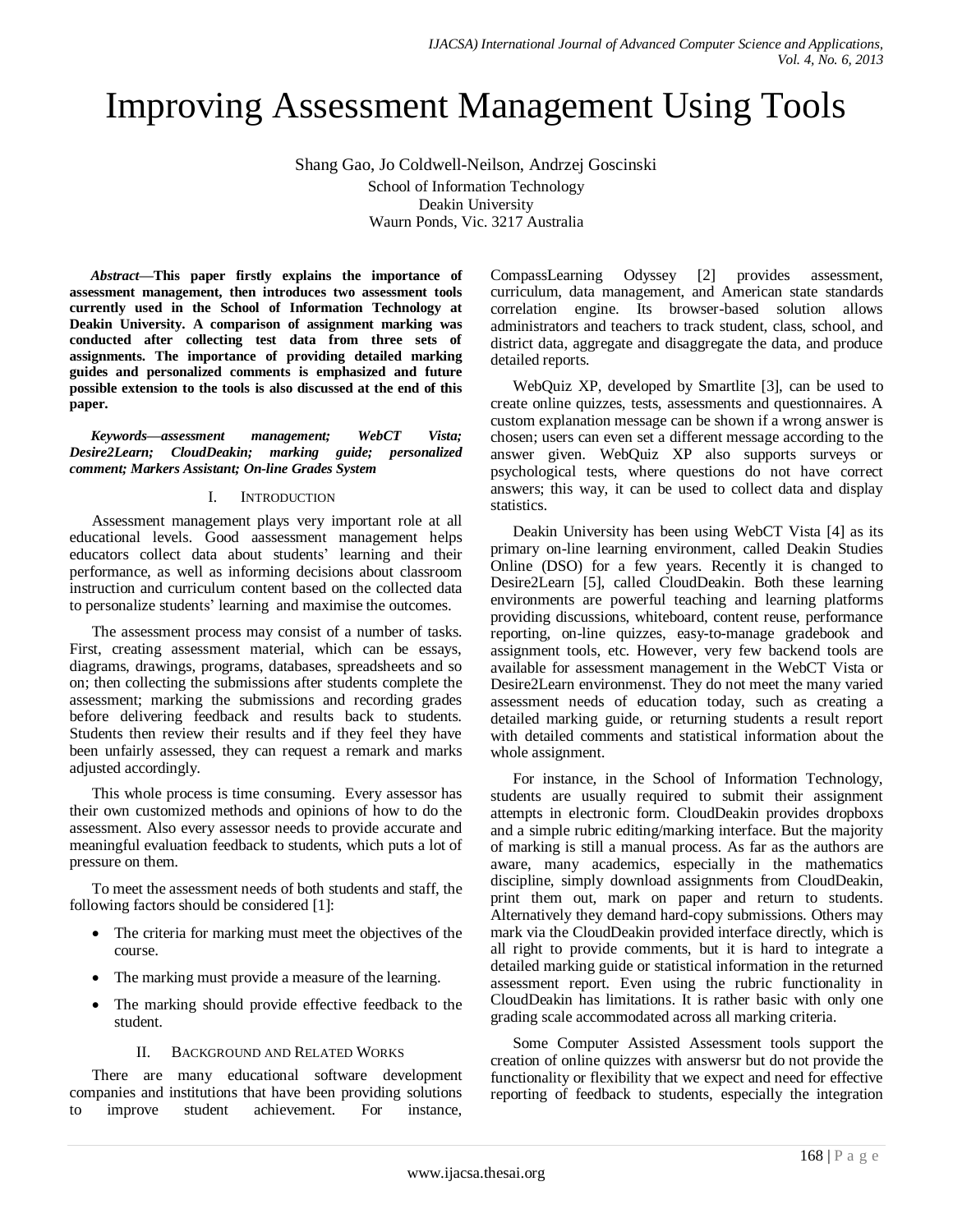# Improving Assessment Management Using Tools

Shang Gao, Jo Coldwell-Neilson, Andrzej Goscinski

School of Information Technology
Deakin University
Waurn Ponds, Vic. 3217 Australia

***Abstract*—This paper firstly explains the importance of assessment management, then introduces two assessment tools currently used in the School of Information Technology at Deakin University. A comparison of assignment marking was conducted after collecting test data from three sets of assignments. The importance of providing detailed marking guides and personalized comments is emphasized and future possible extension to the tools is also discussed at the end of this paper.**

***Keywords—assessment management; WebCT Vista; Desire2Learn; CloudDeakin; marking guide; personalized comment; Markers Assistant; On-line Grades System***

## I. Introduction

Assessment management plays very important role at all educational levels. Good aassessment management helps educators collect data about students' learning and their performance, as well as informing decisions about classroom instruction and curriculum content based on the collected data to personalize students' learning and maximise the outcomes.

The assessment process may consist of a number of tasks. First, creating assessment material, which can be essays, diagrams, drawings, programs, databases, spreadsheets and so on; then collecting the submissions after students complete the assessment; marking the submissions and recording grades before delivering feedback and results back to students. Students then review their results and if they feel they have been unfairly assessed, they can request a remark and marks adjusted accordingly.

This whole process is time consuming. Every assessor has their own customized methods and opinions of how to do the assessment. Also every assessor needs to provide accurate and meaningful evaluation feedback to students, which puts a lot of pressure on them.

To meet the assessment needs of both students and staff, the following factors should be considered [1]:

- The criteria for marking must meet the objectives of the course.
- The marking must provide a measure of the learning.
- The marking should provide effective feedback to the student.

## II. Background and Related Works

There are many educational software development companies and institutions that have been providing solutions to improve student achievement. For instance, CompassLearning Odyssey [2] provides assessment, curriculum, data management, and American state standards correlation engine. Its browser-based solution allows administrators and teachers to track student, class, school, and district data, aggregate and disaggregate the data, and produce detailed reports.

WebQuiz XP, developed by Smartlite [3], can be used to create online quizzes, tests, assessments and questionnaires. A custom explanation message can be shown if a wrong answer is chosen; users can even set a different message according to the answer given. WebQuiz XP also supports surveys or psychological tests, where questions do not have correct answers; this way, it can be used to collect data and display statistics.

Deakin University has been using WebCT Vista [4] as its primary on-line learning environment, called Deakin Studies Online (DSO) for a few years. Recently it is changed to Desire2Learn [5], called CloudDeakin. Both these learning environments are powerful teaching and learning platforms providing discussions, whiteboard, content reuse, performance reporting, on-line quizzes, easy-to-manage gradebook and assignment tools, etc. However, very few backend tools are available for assessment management in the WebCT Vista or Desire2Learn environmenst. They do not meet the many varied assessment needs of education today, such as creating a detailed marking guide, or returning students a result report with detailed comments and statistical information about the whole assignment.

For instance, in the School of Information Technology, students are usually required to submit their assignment attempts in electronic form. CloudDeakin provides dropboxs and a simple rubric editing/marking interface. But the majority of marking is still a manual process. As far as the authors are aware, many academics, especially in the mathematics discipline, simply download assignments from CloudDeakin, print them out, mark on paper and return to students. Alternatively they demand hard-copy submissions. Others may mark via the CloudDeakin provided interface directly, which is all right to provide comments, but it is hard to integrate a detailed marking guide or statistical information in the returned assessment report. Even using the rubric functionality in CloudDeakin has limitations. It is rather basic with only one grading scale accommodated across all marking criteria.

Some Computer Assisted Assessment tools support the creation of online quizzes with answersr but do not provide the functionality or flexibility that we expect and need for effective reporting of feedback to students, especially the integration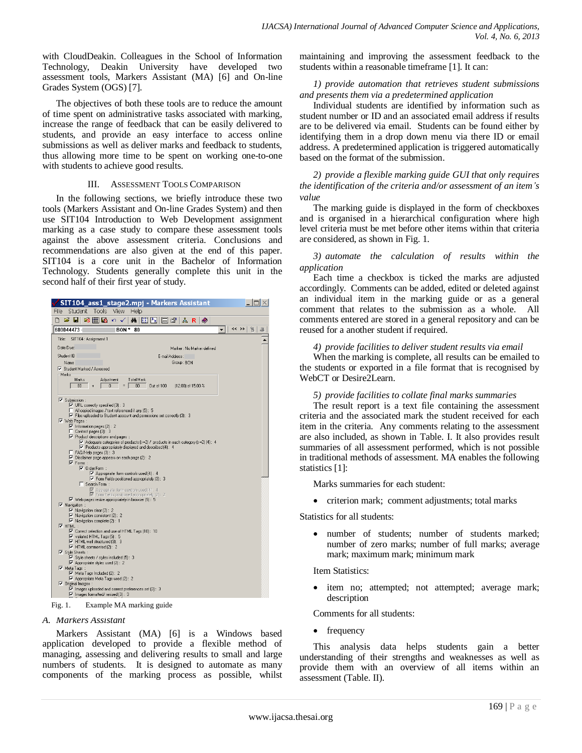with CloudDeakin. Colleagues in the School of Information Technology, Deakin University have developed two assessment tools, Markers Assistant (MA) [6] and On-line Grades System (OGS) [7].

The objectives of both these tools are to reduce the amount of time spent on administrative tasks associated with marking, increase the range of feedback that can be easily delivered to students, and provide an easy interface to access online submissions as well as deliver marks and feedback to students, thus allowing more time to be spent on working one-to-one with students to achieve good results.

## III. Assessment Tools Comparison

In the following sections, we briefly introduce these two tools (Markers Assistant and On-line Grades System) and then use SIT104 Introduction to Web Development assignment marking as a case study to compare these assessment tools against the above assessment criteria. Conclusions and recommendations are also given at the end of this paper. SIT104 is a core unit in the Bachelor of Information Technology. Students generally complete this unit in the second half of their first year of study.

Fig. 1. Example MA marking guide

### A. Markers Assistant

Markers Assistant (MA) [6] is a Windows based application developed to provide a flexible method of managing, assessing and delivering results to small and large numbers of students. It is designed to automate as many components of the marking process as possible, whilst maintaining and improving the assessment feedback to the students within a reasonable timeframe [1]. It can:

*1) provide automation that retrieves student submissions and presents them via a predetermined application*

Individual students are identified by information such as student number or ID and an associated email address if results are to be delivered via email. Students can be found either by identifying them in a drop down menu via there ID or email address. A predetermined application is triggered automatically based on the format of the submission.

*2) provide a flexible marking guide GUI that only requires the identification of the criteria and/or assessment of an item's value*

The marking guide is displayed in the form of checkboxes and is organised in a hierarchical configuration where high level criteria must be met before other items within that criteria are considered, as shown in Fig. 1.

*3) automate the calculation of results within the application*

Each time a checkbox is ticked the marks are adjusted accordingly. Comments can be added, edited or deleted against an individual item in the marking guide or as a general comment that relates to the submission as a whole. All comments entered are stored in a general repository and can be reused for a another student if required.

*4) provide facilities to deliver student results via email*

When the marking is complete, all results can be emailed to the students or exported in a file format that is recognised by WebCT or Desire2Learn.

*5) provide facilities to collate final marks summaries*

The result report is a text file containing the assessment criteria and the associated mark the student received for each item in the criteria. Any comments relating to the assessment are also included, as shown in Table. I. It also provides result summaries of all assessment performed, which is not possible in traditional methods of assessment. MA enables the following statistics [1]:

Marks summaries for each student:

- criterion mark; comment adjustments; total marks

Statistics for all students:

- number of students; number of students marked; number of zero marks; number of full marks; average mark; maximum mark; minimum mark

Item Statistics:

- item no; attempted; not attempted; average mark; description

Comments for all students:

- frequency

This analysis data helps students gain a better understanding of their strengths and weaknesses as well as provide them with an overview of all items within an assessment (Table. II).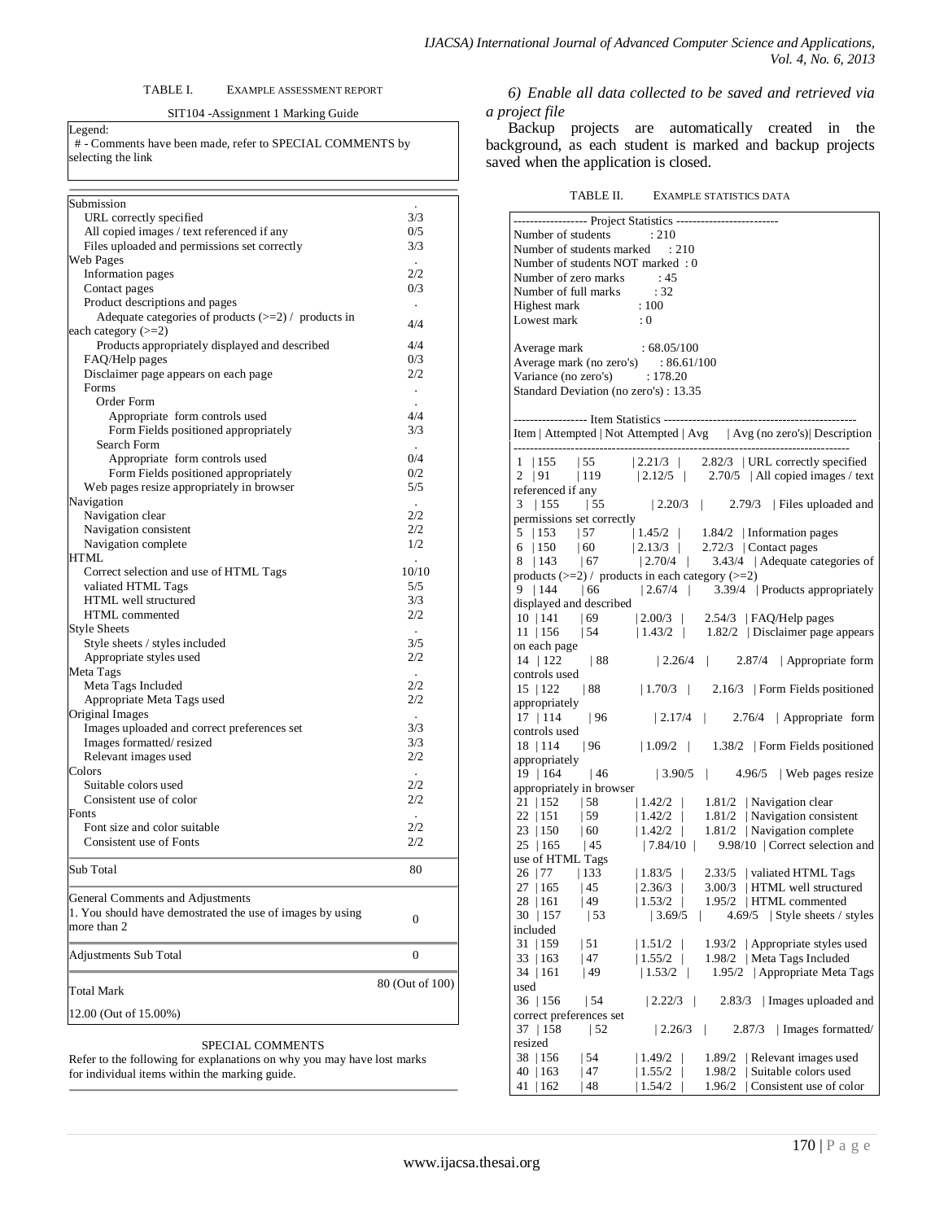TABLE I. EXAMPLE ASSESSMENT REPORT

SIT104 -Assignment 1 Marking Guide

Legend:
 # - Comments have been made, refer to SPECIAL COMMENTS by selecting the link

| | |
|---|---|
| Submission | . |
| URL correctly specified | 3/3 |
| All copied images / text referenced if any | 0/5 |
| Files uploaded and permissions set correctly | 3/3 |
| Web Pages | . |
| Information pages | 2/2 |
| Contact pages | 0/3 |
| Product descriptions and pages | . |
| Adequate categories of products (>=2) / products in each category (>=2) | 4/4 |
| Products appropriately displayed and described | 4/4 |
| FAQ/Help pages | 0/3 |
| Disclaimer page appears on each page | 2/2 |
| Forms | . |
| Order Form | . |
| Appropriate form controls used | 4/4 |
| Form Fields positioned appropriately | 3/3 |
| Search Form | . |
| Appropriate form controls used | 0/4 |
| Form Fields positioned appropriately | 0/2 |
| Web pages resize appropriately in browser | 5/5 |
| Navigation | . |
| Navigation clear | 2/2 |
| Navigation consistent | 2/2 |
| Navigation complete | 1/2 |
| HTML | . |
| Correct selection and use of HTML Tags | 10/10 |
| valiated HTML Tags | 5/5 |
| HTML well structured | 3/3 |
| HTML commented | 2/2 |
| Style Sheets | . |
| Style sheets / styles included | 3/5 |
| Appropriate styles used | 2/2 |
| Meta Tags | . |
| Meta Tags Included | 2/2 |
| Appropriate Meta Tags used | 2/2 |
| Original Images | . |
| Images uploaded and correct preferences set | 3/3 |
| Images formatted/ resized | 3/3 |
| Relevant images used | 2/2 |
| Colors | . |
| Suitable colors used | 2/2 |
| Consistent use of color | 2/2 |
| Fonts | . |
| Font size and color suitable | 2/2 |
| Consistent use of Fonts | 2/2 |
| Sub Total | 80 |
| General Comments and Adjustments<br>1. You should have demostrated the use of images by using more than 2 | 0 |
| Adjustments Sub Total | 0 |
| Total Mark | 80 (Out of 100) |
| 12.00 (Out of 15.00%) | |

SPECIAL COMMENTS

Refer to the following for explanations on why you may have lost marks for individual items within the marking guide.

*6) Enable all data collected to be saved and retrieved via a project file*

Backup projects are automatically created in the background, as each student is marked and backup projects saved when the application is closed.

TABLE II. EXAMPLE STATISTICS DATA

```
------------------ Project Statistics -------------------------
Number of students          : 210
Number of students marked     : 210
Number of students NOT marked  : 0
Number of zero marks         : 45
Number of full marks         : 32
Highest mark               : 100
Lowest mark                : 0

Average mark               : 68.05/100
Average mark (no zero's)      : 86.61/100
Variance (no zero's)         : 178.20
Standard Deviation (no zero's) : 13.35

------------------ Item Statistics ------------------------------------------------
Item | Attempted | Not Attempted | Avg     | Avg (no zero's)| Description
---------------------------------------------------------------------------------
 1  | 155    | 55      | 2.21/3  |    2.82/3  | URL correctly specified
 2  | 91     | 119     | 2.12/5  |    2.70/5  | All copied images / text referenced if any
 3  | 155    | 55      | 2.20/3  |    2.79/3  | Files uploaded and permissions set correctly
 5  | 153    | 57      | 1.45/2  |    1.84/2  | Information pages
 6  | 150    | 60      | 2.13/3  |    2.72/3  | Contact pages
 8  | 143    | 67      | 2.70/4  |    3.43/4  | Adequate categories of products (>=2) /  products in each category (>=2)
 9  | 144    | 66      | 2.67/4  |    3.39/4  | Products appropriately displayed and described
 10 | 141    | 69      | 2.00/3  |    2.54/3  | FAQ/Help pages
 11 | 156    | 54      | 1.43/2  |    1.82/2  | Disclaimer page appears on each page
 14 | 122    | 88      | 2.26/4  |    2.87/4  | Appropriate form controls used
 15 | 122    | 88      | 1.70/3  |    2.16/3  | Form Fields positioned appropriately
 17 | 114    | 96      | 2.17/4  |    2.76/4  | Appropriate  form controls used
 18 | 114    | 96      | 1.09/2  |    1.38/2  | Form Fields positioned appropriately
 19 | 164    | 46      | 3.90/5  |    4.96/5  | Web pages resize appropriately in browser
 21 | 152    | 58      | 1.42/2  |    1.81/2  | Navigation clear
 22 | 151    | 59      | 1.42/2  |    1.81/2  | Navigation consistent
 23 | 150    | 60      | 1.42/2  |    1.81/2  | Navigation complete
 25 | 165    | 45      | 7.84/10 |    9.98/10 | Correct selection and use of HTML Tags
 26 | 77     | 133     | 1.83/5  |    2.33/5  | valiated HTML Tags
 27 | 165    | 45      | 2.36/3  |    3.00/3  | HTML well structured
 28 | 161    | 49      | 1.53/2  |    1.95/2  | HTML commented
 30 | 157    | 53      | 3.69/5  |    4.69/5  | Style sheets / styles included
 31 | 159    | 51      | 1.51/2  |    1.93/2  | Appropriate styles used
 33 | 163    | 47      | 1.55/2  |    1.98/2  | Meta Tags Included
 34 | 161    | 49      | 1.53/2  |    1.95/2  | Appropriate Meta Tags used
 36 | 156    | 54      | 2.22/3  |    2.83/3  | Images uploaded and correct preferences set
 37 | 158    | 52      | 2.26/3  |    2.87/3  | Images formatted/ resized
 38 | 156    | 54      | 1.49/2  |    1.89/2  | Relevant images used
 40 | 163    | 47      | 1.55/2  |    1.98/2  | Suitable colors used
 41 | 162    | 48      | 1.54/2  |    1.96/2  | Consistent use of color
```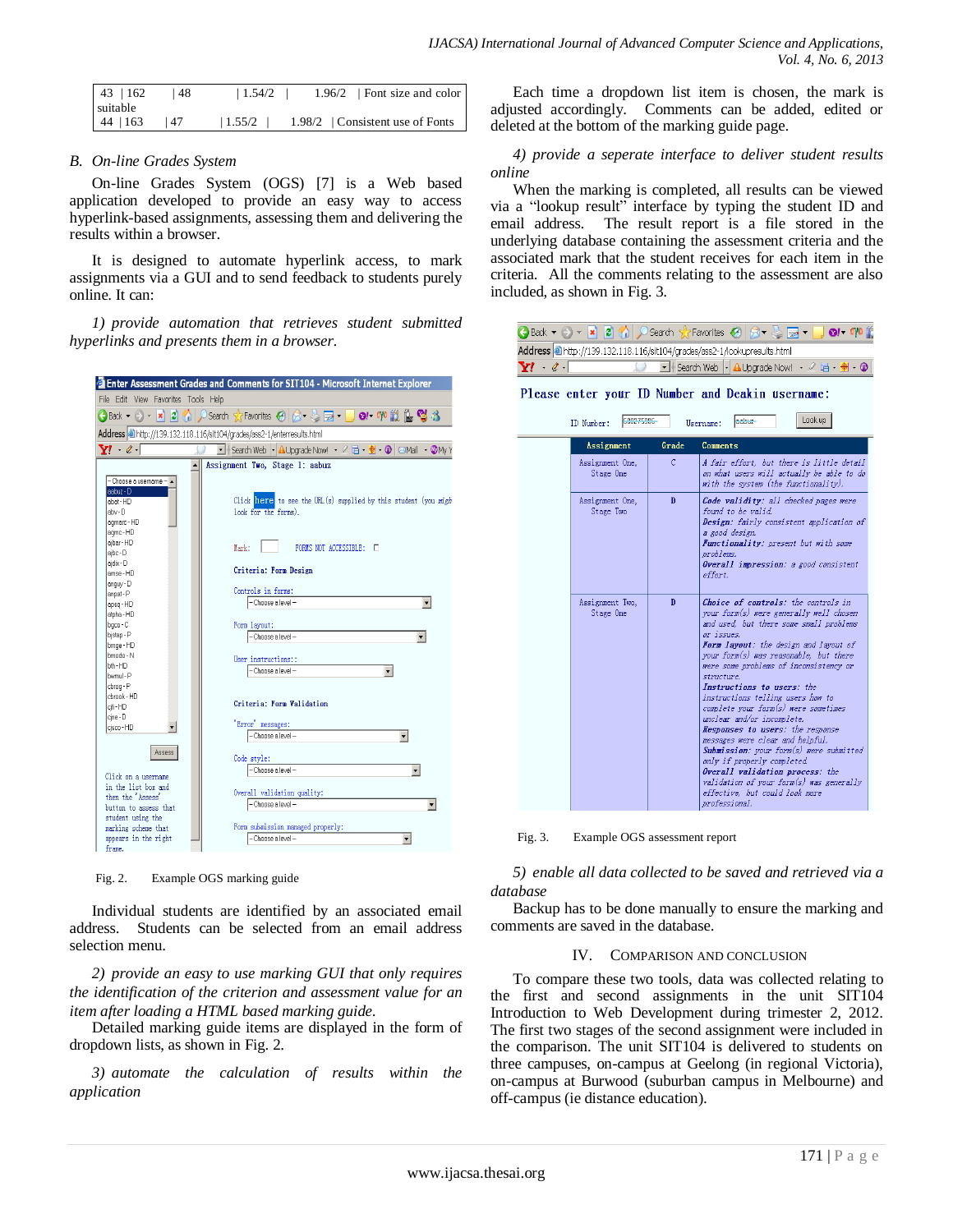| 43 | 162 | 48 | 1.54/2 | 1.96/2 | Font size and color suitable |
|---|---|---|---|---|---|
| 44 | 163 | 47 | 1.55/2 | 1.98/2 | Consistent use of Fonts |

### B. On-line Grades System

On-line Grades System (OGS) [7] is a Web based application developed to provide an easy way to access hyperlink-based assignments, assessing them and delivering the results within a browser.

It is designed to automate hyperlink access, to mark assignments via a GUI and to send feedback to students purely online. It can:

*1) provide automation that retrieves student submitted hyperlinks and presents them in a browser.*

Fig. 2. Example OGS marking guide

Individual students are identified by an associated email address. Students can be selected from an email address selection menu.

*2) provide an easy to use marking GUI that only requires the identification of the criterion and assessment value for an item after loading a HTML based marking guide.*

Detailed marking guide items are displayed in the form of dropdown lists, as shown in Fig. 2.

*3) automate the calculation of results within the application*

Each time a dropdown list item is chosen, the mark is adjusted accordingly. Comments can be added, edited or deleted at the bottom of the marking guide page.

*4) provide a seperate interface to deliver student results online*

When the marking is completed, all results can be viewed via a "lookup result" interface by typing the student ID and email address. The result report is a file stored in the underlying database containing the assessment criteria and the associated mark that the student receives for each item in the criteria. All the comments relating to the assessment are also included, as shown in Fig. 3.

Fig. 3. Example OGS assessment report

*5) enable all data collected to be saved and retrieved via a database*

Backup has to be done manually to ensure the marking and comments are saved in the database.

## IV. Comparison and Conclusion

To compare these two tools, data was collected relating to the first and second assignments in the unit SIT104 Introduction to Web Development during trimester 2, 2012. The first two stages of the second assignment were included in the comparison. The unit SIT104 is delivered to students on three campuses, on-campus at Geelong (in regional Victoria), on-campus at Burwood (suburban campus in Melbourne) and off-campus (ie distance education).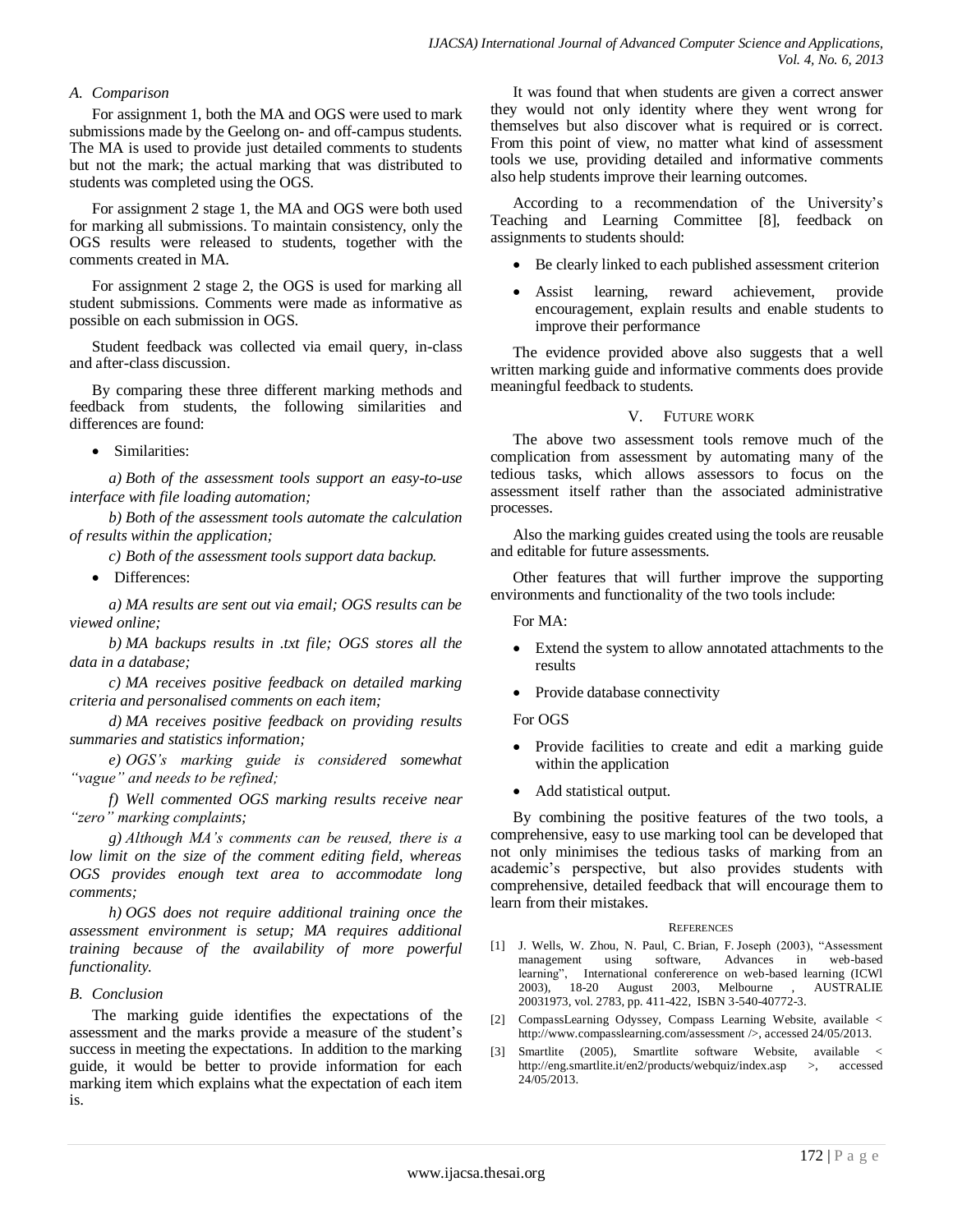### A. Comparison

For assignment 1, both the MA and OGS were used to mark submissions made by the Geelong on- and off-campus students. The MA is used to provide just detailed comments to students but not the mark; the actual marking that was distributed to students was completed using the OGS.

For assignment 2 stage 1, the MA and OGS were both used for marking all submissions. To maintain consistency, only the OGS results were released to students, together with the comments created in MA.

For assignment 2 stage 2, the OGS is used for marking all student submissions. Comments were made as informative as possible on each submission in OGS.

Student feedback was collected via email query, in-class and after-class discussion.

By comparing these three different marking methods and feedback from students, the following similarities and differences are found:

- Similarities:

*a) Both of the assessment tools support an easy-to-use interface with file loading automation;*

*b) Both of the assessment tools automate the calculation of results within the application;*

*c) Both of the assessment tools support data backup.*

- Differences:

*a) MA results are sent out via email; OGS results can be viewed online;*

*b) MA backups results in .txt file; OGS stores all the data in a database;*

*c) MA receives positive feedback on detailed marking criteria and personalised comments on each item;*

*d) MA receives positive feedback on providing results summaries and statistics information;*

*e) OGS's marking guide is considered somewhat "vague" and needs to be refined;*

*f) Well commented OGS marking results receive near "zero" marking complaints;*

*g) Although MA's comments can be reused, there is a low limit on the size of the comment editing field, whereas OGS provides enough text area to accommodate long comments;*

*h) OGS does not require additional training once the assessment environment is setup; MA requires additional training because of the availability of more powerful functionality.*

### B. Conclusion

The marking guide identifies the expectations of the assessment and the marks provide a measure of the student's success in meeting the expectations. In addition to the marking guide, it would be better to provide information for each marking item which explains what the expectation of each item is.

It was found that when students are given a correct answer they would not only identity where they went wrong for themselves but also discover what is required or is correct. From this point of view, no matter what kind of assessment tools we use, providing detailed and informative comments also help students improve their learning outcomes.

According to a recommendation of the University's Teaching and Learning Committee [8], feedback on assignments to students should:

- Be clearly linked to each published assessment criterion
- Assist learning, reward achievement, provide encouragement, explain results and enable students to improve their performance

The evidence provided above also suggests that a well written marking guide and informative comments does provide meaningful feedback to students.

## V. Future Work

The above two assessment tools remove much of the complication from assessment by automating many of the tedious tasks, which allows assessors to focus on the assessment itself rather than the associated administrative processes.

Also the marking guides created using the tools are reusable and editable for future assessments.

Other features that will further improve the supporting environments and functionality of the two tools include:

For MA:

- Extend the system to allow annotated attachments to the results
- Provide database connectivity

For OGS

- Provide facilities to create and edit a marking guide within the application
- Add statistical output.

By combining the positive features of the two tools, a comprehensive, easy to use marking tool can be developed that not only minimises the tedious tasks of marking from an academic's perspective, but also provides students with comprehensive, detailed feedback that will encourage them to learn from their mistakes.

## References

[1] J. Wells, W. Zhou, N. Paul, C. Brian, F. Joseph (2003), "Assessment management using software, Advances in web-based learning", International confererence on web-based learning (ICWl 2003), 18-20 August 2003, Melbourne , AUSTRALIE 20031973, vol. 2783, pp. 411-422, ISBN 3-540-40772-3.

[2] CompassLearning Odyssey, Compass Learning Website, available < http://www.compasslearning.com/assessment />, accessed 24/05/2013.

[3] Smartlite (2005), Smartlite software Website, available < http://eng.smartlite.it/en2/products/webquiz/index.asp >, accessed 24/05/2013.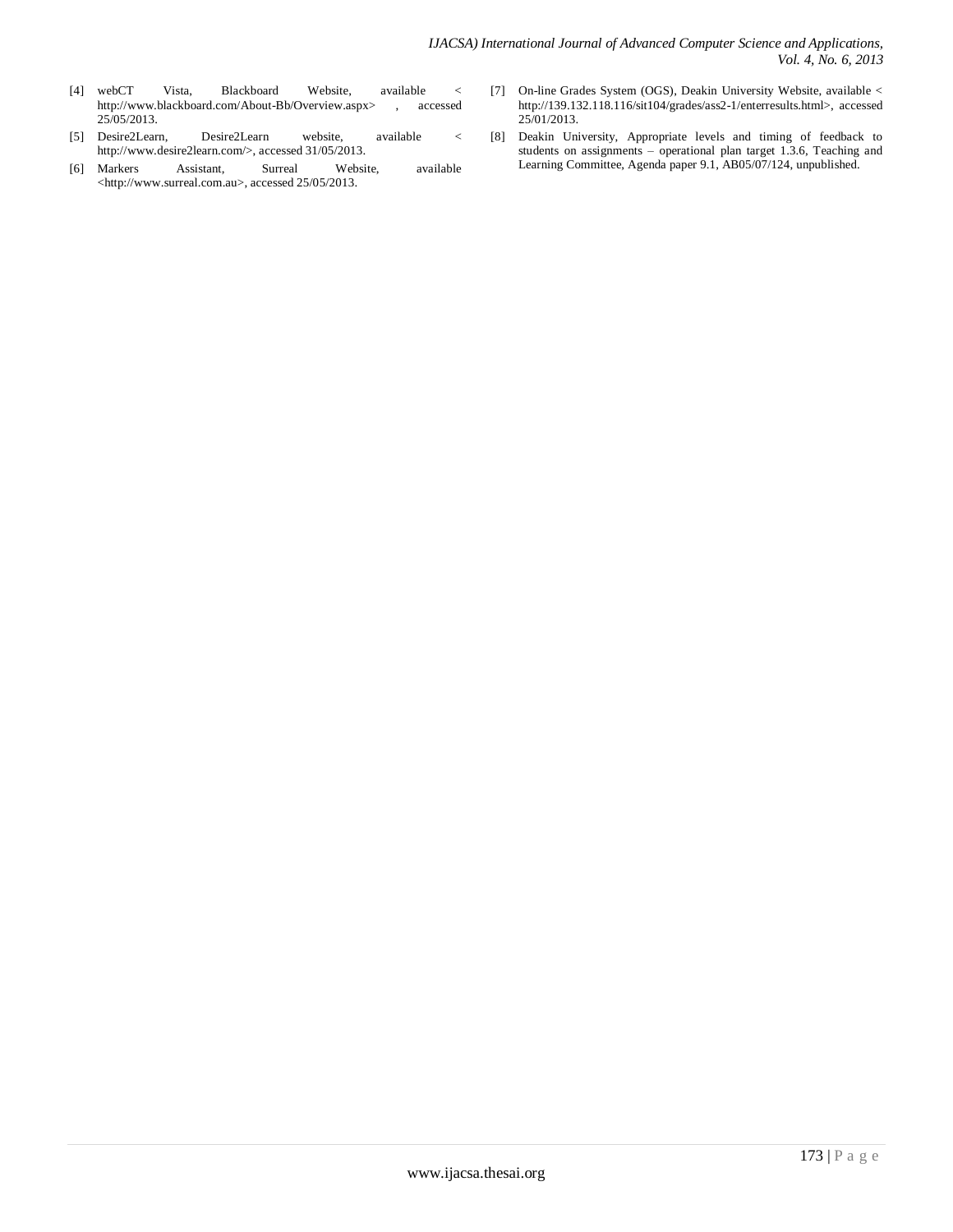[4] webCT Vista, Blackboard Website, available < http://www.blackboard.com/About-Bb/Overview.aspx> , accessed 25/05/2013.

[5] Desire2Learn, Desire2Learn website, available < http://www.desire2learn.com/>, accessed 31/05/2013.

[6] Markers Assistant, Surreal Website, available <http://www.surreal.com.au>, accessed 25/05/2013.

[7] On-line Grades System (OGS), Deakin University Website, available < http://139.132.118.116/sit104/grades/ass2-1/enterresults.html>, accessed 25/01/2013.

[8] Deakin University, Appropriate levels and timing of feedback to students on assignments – operational plan target 1.3.6, Teaching and Learning Committee, Agenda paper 9.1, AB05/07/124, unpublished.